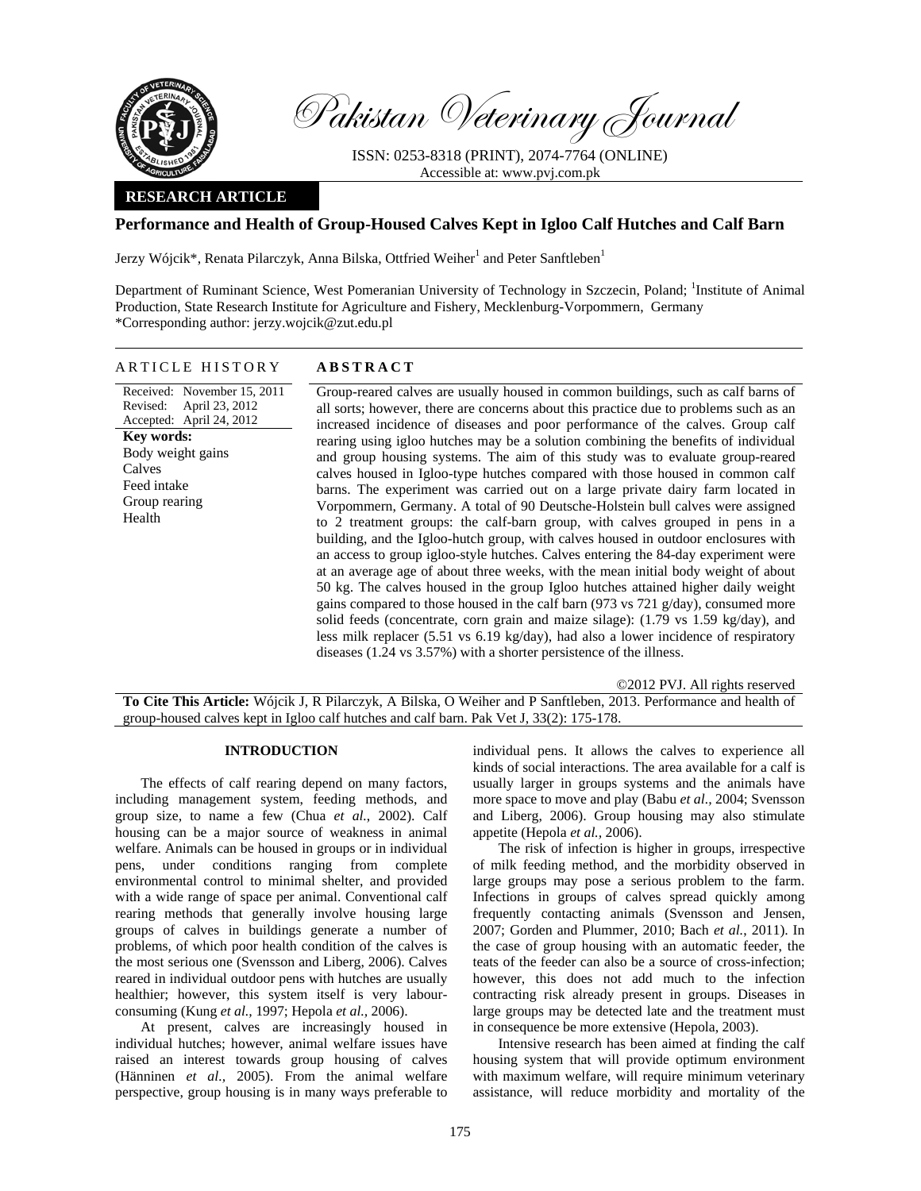Pakistan Veterinary Journal

ISSN: 0253-8318 (PRINT), 2074-7764 (ONLINE)
Accessible at: www.pvj.com.pk

**RESEARCH ARTICLE**

# Performance and Health of Group-Housed Calves Kept in Igloo Calf Hutches and Calf Barn

Jerzy Wójcik*, Renata Pilarczyk, Anna Bilska, Ottfried Weiher[1] and Peter Sanftleben[1]

Department of Ruminant Science, West Pomeranian University of Technology in Szczecin, Poland; [1]Institute of Animal Production, State Research Institute for Agriculture and Fishery, Mecklenburg-Vorpommern, Germany
*Corresponding author: jerzy.wojcik@zut.edu.pl

## ARTICLE HISTORY

Received: November 15, 2011
Revised: April 23, 2012
Accepted: April 24, 2012

**Key words:**
Body weight gains
Calves
Feed intake
Group rearing
Health

## ABSTRACT

Group-reared calves are usually housed in common buildings, such as calf barns of all sorts; however, there are concerns about this practice due to problems such as an increased incidence of diseases and poor performance of the calves. Group calf rearing using igloo hutches may be a solution combining the benefits of individual and group housing systems. The aim of this study was to evaluate group-reared calves housed in Igloo-type hutches compared with those housed in common calf barns. The experiment was carried out on a large private dairy farm located in Vorpommern, Germany. A total of 90 Deutsche-Holstein bull calves were assigned to 2 treatment groups: the calf-barn group, with calves grouped in pens in a building, and the Igloo-hutch group, with calves housed in outdoor enclosures with an access to group igloo-style hutches. Calves entering the 84-day experiment were at an average age of about three weeks, with the mean initial body weight of about 50 kg. The calves housed in the group Igloo hutches attained higher daily weight gains compared to those housed in the calf barn (973 vs 721 g/day), consumed more solid feeds (concentrate, corn grain and maize silage): (1.79 vs 1.59 kg/day), and less milk replacer (5.51 vs 6.19 kg/day), had also a lower incidence of respiratory diseases (1.24 vs 3.57%) with a shorter persistence of the illness.

©2012 PVJ. All rights reserved

**To Cite This Article:** Wójcik J, R Pilarczyk, A Bilska, O Weiher and P Sanftleben, 2013. Performance and health of group-housed calves kept in Igloo calf hutches and calf barn. Pak Vet J, 33(2): 175-178.

## INTRODUCTION

The effects of calf rearing depend on many factors, including management system, feeding methods, and group size, to name a few (Chua *et al.,* 2002). Calf housing can be a major source of weakness in animal welfare. Animals can be housed in groups or in individual pens, under conditions ranging from complete environmental control to minimal shelter, and provided with a wide range of space per animal. Conventional calf rearing methods that generally involve housing large groups of calves in buildings generate a number of problems, of which poor health condition of the calves is the most serious one (Svensson and Liberg, 2006). Calves reared in individual outdoor pens with hutches are usually healthier; however, this system itself is very labour-consuming (Kung *et al.,* 1997; Hepola *et al.,* 2006).

At present, calves are increasingly housed in individual hutches; however, animal welfare issues have raised an interest towards group housing of calves (Hänninen *et al.,* 2005). From the animal welfare perspective, group housing is in many ways preferable to individual pens. It allows the calves to experience all kinds of social interactions. The area available for a calf is usually larger in groups systems and the animals have more space to move and play (Babu *et al.,* 2004; Svensson and Liberg, 2006). Group housing may also stimulate appetite (Hepola *et al.,* 2006).

The risk of infection is higher in groups, irrespective of milk feeding method, and the morbidity observed in large groups may pose a serious problem to the farm. Infections in groups of calves spread quickly among frequently contacting animals (Svensson and Jensen, 2007; Gorden and Plummer, 2010; Bach *et al.,* 2011). In the case of group housing with an automatic feeder, the teats of the feeder can also be a source of cross-infection; however, this does not add much to the infection contracting risk already present in groups. Diseases in large groups may be detected late and the treatment must in consequence be more extensive (Hepola, 2003).

Intensive research has been aimed at finding the calf housing system that will provide optimum environment with maximum welfare, will require minimum veterinary assistance, will reduce morbidity and mortality of the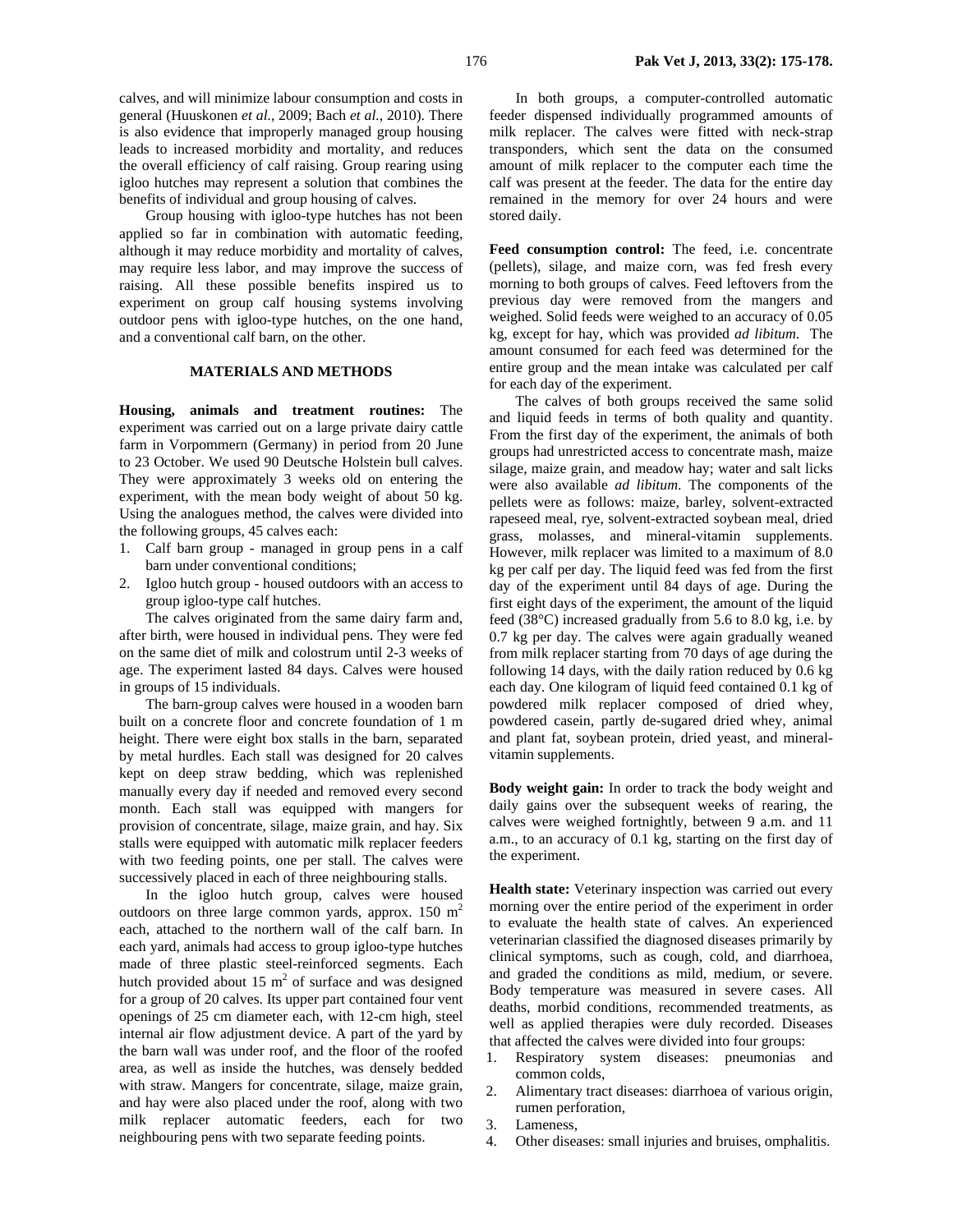calves, and will minimize labour consumption and costs in general (Huuskonen *et al.,* 2009; Bach *et al.,* 2010). There is also evidence that improperly managed group housing leads to increased morbidity and mortality, and reduces the overall efficiency of calf raising. Group rearing using igloo hutches may represent a solution that combines the benefits of individual and group housing of calves.

Group housing with igloo-type hutches has not been applied so far in combination with automatic feeding, although it may reduce morbidity and mortality of calves, may require less labor, and may improve the success of raising. All these possible benefits inspired us to experiment on group calf housing systems involving outdoor pens with igloo-type hutches, on the one hand, and a conventional calf barn, on the other.

## MATERIALS AND METHODS

**Housing, animals and treatment routines:** The experiment was carried out on a large private dairy cattle farm in Vorpommern (Germany) in period from 20 June to 23 October. We used 90 Deutsche Holstein bull calves. They were approximately 3 weeks old on entering the experiment, with the mean body weight of about 50 kg. Using the analogues method, the calves were divided into the following groups, 45 calves each:

1. Calf barn group - managed in group pens in a calf barn under conventional conditions;
2. Igloo hutch group - housed outdoors with an access to group igloo-type calf hutches.

The calves originated from the same dairy farm and, after birth, were housed in individual pens. They were fed on the same diet of milk and colostrum until 2-3 weeks of age. The experiment lasted 84 days. Calves were housed in groups of 15 individuals.

The barn-group calves were housed in a wooden barn built on a concrete floor and concrete foundation of 1 m height. There were eight box stalls in the barn, separated by metal hurdles. Each stall was designed for 20 calves kept on deep straw bedding, which was replenished manually every day if needed and removed every second month. Each stall was equipped with mangers for provision of concentrate, silage, maize grain, and hay. Six stalls were equipped with automatic milk replacer feeders with two feeding points, one per stall. The calves were successively placed in each of three neighbouring stalls.

In the igloo hutch group, calves were housed outdoors on three large common yards, approx. 150 $m^2$ each, attached to the northern wall of the calf barn. In each yard, animals had access to group igloo-type hutches made of three plastic steel-reinforced segments. Each hutch provided about 15 $m^2$ of surface and was designed for a group of 20 calves. Its upper part contained four vent openings of 25 cm diameter each, with 12-cm high, steel internal air flow adjustment device. A part of the yard by the barn wall was under roof, and the floor of the roofed area, as well as inside the hutches, was densely bedded with straw. Mangers for concentrate, silage, maize grain, and hay were also placed under the roof, along with two milk replacer automatic feeders, each for two neighbouring pens with two separate feeding points.

In both groups, a computer-controlled automatic feeder dispensed individually programmed amounts of milk replacer. The calves were fitted with neck-strap transponders, which sent the data on the consumed amount of milk replacer to the computer each time the calf was present at the feeder. The data for the entire day remained in the memory for over 24 hours and were stored daily.

**Feed consumption control:** The feed, i.e. concentrate (pellets), silage, and maize corn, was fed fresh every morning to both groups of calves. Feed leftovers from the previous day were removed from the mangers and weighed. Solid feeds were weighed to an accuracy of 0.05 kg, except for hay, which was provided *ad libitum.* The amount consumed for each feed was determined for the entire group and the mean intake was calculated per calf for each day of the experiment.

The calves of both groups received the same solid and liquid feeds in terms of both quality and quantity. From the first day of the experiment, the animals of both groups had unrestricted access to concentrate mash, maize silage, maize grain, and meadow hay; water and salt licks were also available *ad libitum*. The components of the pellets were as follows: maize, barley, solvent-extracted rapeseed meal, rye, solvent-extracted soybean meal, dried grass, molasses, and mineral-vitamin supplements. However, milk replacer was limited to a maximum of 8.0 kg per calf per day. The liquid feed was fed from the first day of the experiment until 84 days of age. During the first eight days of the experiment, the amount of the liquid feed (38°C) increased gradually from 5.6 to 8.0 kg, i.e. by 0.7 kg per day. The calves were again gradually weaned from milk replacer starting from 70 days of age during the following 14 days, with the daily ration reduced by 0.6 kg each day. One kilogram of liquid feed contained 0.1 kg of powdered milk replacer composed of dried whey, powdered casein, partly de-sugared dried whey, animal and plant fat, soybean protein, dried yeast, and mineral-vitamin supplements.

**Body weight gain:** In order to track the body weight and daily gains over the subsequent weeks of rearing, the calves were weighed fortnightly, between 9 a.m. and 11 a.m., to an accuracy of 0.1 kg, starting on the first day of the experiment.

**Health state:** Veterinary inspection was carried out every morning over the entire period of the experiment in order to evaluate the health state of calves. An experienced veterinarian classified the diagnosed diseases primarily by clinical symptoms, such as cough, cold, and diarrhoea, and graded the conditions as mild, medium, or severe. Body temperature was measured in severe cases. All deaths, morbid conditions, recommended treatments, as well as applied therapies were duly recorded. Diseases that affected the calves were divided into four groups:

1. Respiratory system diseases: pneumonias and common colds,
2. Alimentary tract diseases: diarrhoea of various origin, rumen perforation,
3. Lameness,
4. Other diseases: small injuries and bruises, omphalitis.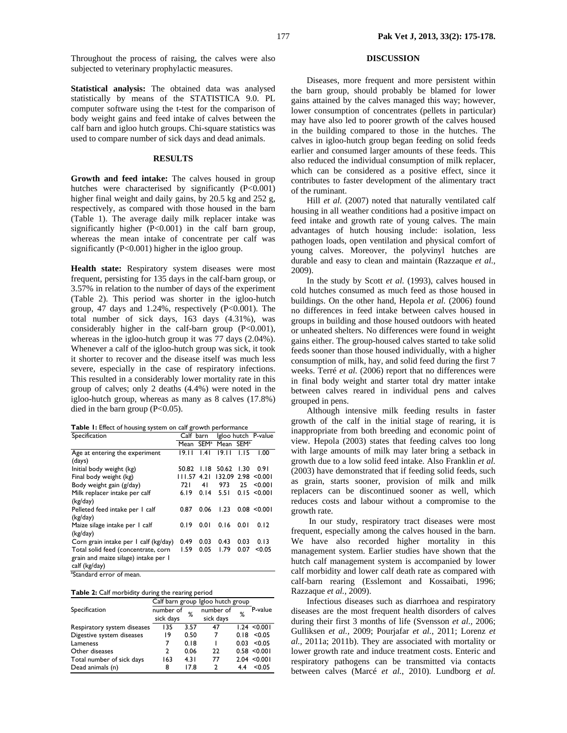Throughout the process of raising, the calves were also subjected to veterinary prophylactic measures.

**Statistical analysis:** The obtained data was analysed statistically by means of the STATISTICA 9.0. PL computer software using the t-test for the comparison of body weight gains and feed intake of calves between the calf barn and igloo hutch groups. Chi-square statistics was used to compare number of sick days and dead animals.

## RESULTS

**Growth and feed intake:** The calves housed in group hutches were characterised by significantly (P<0.001) higher final weight and daily gains, by 20.5 kg and 252 g, respectively, as compared with those housed in the barn (Table 1). The average daily milk replacer intake was significantly higher (P<0.001) in the calf barn group, whereas the mean intake of concentrate per calf was significantly (P<0.001) higher in the igloo group.

**Health state:** Respiratory system diseases were most frequent, persisting for 135 days in the calf-barn group, or 3.57% in relation to the number of days of the experiment (Table 2). This period was shorter in the igloo-hutch group, 47 days and 1.24%, respectively (P<0.001). The total number of sick days, 163 days (4.31%), was considerably higher in the calf-barn group (P<0.001), whereas in the igloo-hutch group it was 77 days (2.04%). Whenever a calf of the igloo-hutch group was sick, it took it shorter to recover and the disease itself was much less severe, especially in the case of respiratory infections. This resulted in a considerably lower mortality rate in this group of calves; only 2 deaths (4.4%) were noted in the igloo-hutch group, whereas as many as 8 calves (17.8%) died in the barn group (P<0.05).

**Table 1:** Effect of housing system on calf growth performance

| Specification | Calf barn | | Igloo hutch | | P-value |
|---|---|---|---|---|---|
| | Mean | SEM[a] | Mean | SEM[a] | |
| Age at entering the experiment (days) | 19.11 | 1.41 | 19.11 | 1.15 | 1.00 |
| Initial body weight (kg) | 50.82 | 1.18 | 50.62 | 1.30 | 0.91 |
| Final body weight (kg) | 111.57 | 4.21 | 132.09 | 2.98 | <0.001 |
| Body weight gain (g/day) | 721 | 41 | 973 | 25 | <0.001 |
| Milk replacer intake per calf (kg/day) | 6.19 | 0.14 | 5.51 | 0.15 | <0.001 |
| Pelleted feed intake per 1 calf (kg/day) | 0.87 | 0.06 | 1.23 | 0.08 | <0.001 |
| Maize silage intake per 1 calf (kg/day) | 0.19 | 0.01 | 0.16 | 0.01 | 0.12 |
| Corn grain intake per 1 calf (kg/day) | 0.49 | 0.03 | 0.43 | 0.03 | 0.13 |
| Total solid feed (concentrate, corn grain and maize silage) intake per 1 calf (kg/day) | 1.59 | 0.05 | 1.79 | 0.07 | <0.05 |

[a]Standard error of mean.

**Table 2:** Calf morbidity during the rearing period

| Specification | Calf barn group | | Igloo hutch group | | P-value |
|---|---|---|---|---|---|
| | number of sick days | % | number of sick days | % | |
| Respiratory system diseases | 135 | 3.57 | 47 | 1.24 | <0.001 |
| Digestive system diseases | 19 | 0.50 | 7 | 0.18 | <0.05 |
| Lameness | 7 | 0.18 | 1 | 0.03 | <0.05 |
| Other diseases | 2 | 0.06 | 22 | 0.58 | <0.001 |
| Total number of sick days | 163 | 4.31 | 77 | 2.04 | <0.001 |
| Dead animals (n) | 8 | 17.8 | 2 | 4.4 | <0.05 |

## DISCUSSION

Diseases, more frequent and more persistent within the barn group, should probably be blamed for lower gains attained by the calves managed this way; however, lower consumption of concentrates (pellets in particular) may have also led to poorer growth of the calves housed in the building compared to those in the hutches. The calves in igloo-hutch group began feeding on solid feeds earlier and consumed larger amounts of these feeds. This also reduced the individual consumption of milk replacer, which can be considered as a positive effect, since it contributes to faster development of the alimentary tract of the ruminant.

Hill *et al.* (2007) noted that naturally ventilated calf housing in all weather conditions had a positive impact on feed intake and growth rate of young calves. The main advantages of hutch housing include: isolation, less pathogen loads, open ventilation and physical comfort of young calves. Moreover, the polyvinyl hutches are durable and easy to clean and maintain (Razzaque *et al.,* 2009).

In the study by Scott *et al.* (1993), calves housed in cold hutches consumed as much feed as those housed in buildings. On the other hand, Hepola *et al.* (2006) found no differences in feed intake between calves housed in groups in building and those housed outdoors with heated or unheated shelters. No differences were found in weight gains either. The group-housed calves started to take solid feeds sooner than those housed individually, with a higher consumption of milk, hay, and solid feed during the first 7 weeks. Terré *et al.* (2006) report that no differences were in final body weight and starter total dry matter intake between calves reared in individual pens and calves grouped in pens.

Although intensive milk feeding results in faster growth of the calf in the initial stage of rearing, it is inappropriate from both breeding and economic point of view. Hepola (2003) states that feeding calves too long with large amounts of milk may later bring a setback in growth due to a low solid feed intake. Also Franklin *et al.* (2003) have demonstrated that if feeding solid feeds, such as grain, starts sooner, provision of milk and milk replacers can be discontinued sooner as well, which reduces costs and labour without a compromise to the growth rate.

In our study, respiratory tract diseases were most frequent, especially among the calves housed in the barn. We have also recorded higher mortality in this management system. Earlier studies have shown that the hutch calf management system is accompanied by lower calf morbidity and lower calf death rate as compared with calf-barn rearing (Esslemont and Kossaibati, 1996; Razzaque *et al.,* 2009).

Infectious diseases such as diarrhoea and respiratory diseases are the most frequent health disorders of calves during their first 3 months of life (Svensson *et al.,* 2006; Gulliksen *et al.,* 2009; Pourjafar *et al.,* 2011; Lorenz *et al.,* 2011a; 2011b). They are associated with mortality or lower growth rate and induce treatment costs. Enteric and respiratory pathogens can be transmitted via contacts between calves (Marcé *et al.,* 2010). Lundborg *et al.*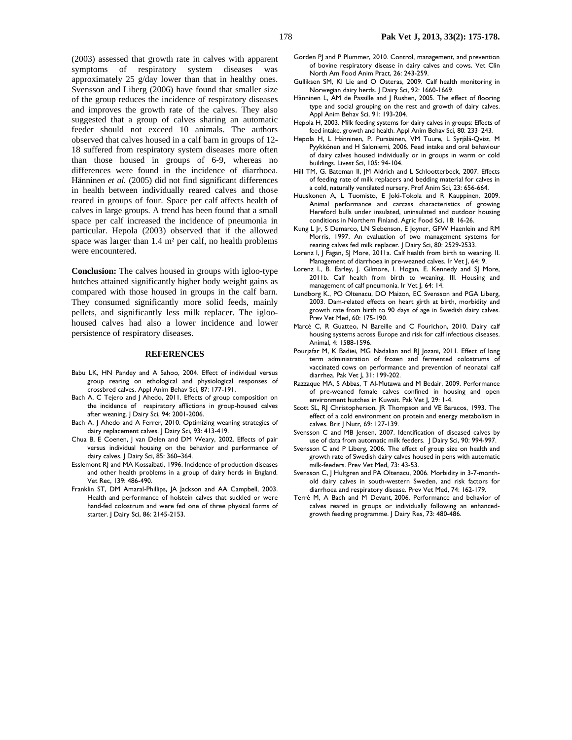(2003) assessed that growth rate in calves with apparent symptoms of respiratory system diseases was approximately 25 g/day lower than that in healthy ones. Svensson and Liberg (2006) have found that smaller size of the group reduces the incidence of respiratory diseases and improves the growth rate of the calves. They also suggested that a group of calves sharing an automatic feeder should not exceed 10 animals. The authors observed that calves housed in a calf barn in groups of 12-18 suffered from respiratory system diseases more often than those housed in groups of 6-9, whereas no differences were found in the incidence of diarrhoea. Hänninen *et al.* (2005) did not find significant differences in health between individually reared calves and those reared in groups of four. Space per calf affects health of calves in large groups. A trend has been found that a small space per calf increased the incidence of pneumonia in particular. Hepola (2003) observed that if the allowed space was larger than 1.4 m² per calf, no health problems were encountered.

**Conclusion:** The calves housed in groups with igloo-type hutches attained significantly higher body weight gains as compared with those housed in groups in the calf barn. They consumed significantly more solid feeds, mainly pellets, and significantly less milk replacer. The igloo-housed calves had also a lower incidence and lower persistence of respiratory diseases.

## REFERENCES

Babu LK, HN Pandey and A Sahoo, 2004. Effect of individual versus group rearing on ethological and physiological responses of crossbred calves. Appl Anim Behav Sci, 87: 177-191.

Bach A, C Tejero and J Ahedo, 2011. Effects of group composition on the incidence of respiratory afflictions in group-housed calves after weaning. J Dairy Sci, 94: 2001-2006.

Bach A, J Ahedo and A Ferrer, 2010. Optimizing weaning strategies of dairy replacement calves. J Dairy Sci, 93: 413-419.

Chua B, E Coenen, J van Delen and DM Weary, 2002. Effects of pair versus individual housing on the behavior and performance of dairy calves. J Dairy Sci, 85: 360–364.

Esslemont RJ and MA Kossaibati, 1996. Incidence of production diseases and other health problems in a group of dairy herds in England. Vet Rec, 139: 486-490.

Franklin ST, DM Amaral-Phillips, JA Jackson and AA Campbell, 2003. Health and performance of holstein calves that suckled or were hand-fed colostrum and were fed one of three physical forms of starter. J Dairy Sci, 86: 2145-2153.

Gorden PJ and P Plummer, 2010. Control, management, and prevention of bovine respiratory disease in dairy calves and cows. Vet Clin North Am Food Anim Pract, 26: 243-259.

Gulliksen SM, KI Lie and O Osteras, 2009. Calf health monitoring in Norwegian dairy herds. J Dairy Sci, 92: 1660-1669.

Hänninen L, AM de Passille and J Rushen, 2005. The effect of flooring type and social grouping on the rest and growth of dairy calves. Appl Anim Behav Sci, 91: 193-204.

Hepola H, 2003. Milk feeding systems for dairy calves in groups: Effects of feed intake, growth and health. Appl Anim Behav Sci, 80: 233–243.

Hepola H, L Hänninen, P. Pursiainen, VM Tuure, L Syrjälä-Qvist, M Pyykkönen and H Saloniemi, 2006. Feed intake and oral behaviour of dairy calves housed individually or in groups in warm or cold buildings. Livest Sci, 105: 94-104.

Hill TM, G. Bateman II, JM Aldrich and L Schlootterbeck, 2007. Effects of feeding rate of milk replacers and bedding material for calves in a cold, naturally ventilated nursery. Prof Anim Sci, 23: 656-664.

Huuskonen A, L Tuomisto, E Joki-Tokola and R Kauppinen, 2009. Animal performance and carcass characteristics of growing Hereford bulls under insulated, uninsulated and outdoor housing conditions in Northern Finland. Agric Food Sci, 18: 16-26.

Kung L Jr, S Demarco, LN Siebenson, E Joyner, GFW Haenlein and RM Morris, 1997. An evaluation of two management systems for rearing calves fed milk replacer. J Dairy Sci, 80: 2529-2533.

Lorenz I, J Fagan, SJ More, 2011a. Calf health from birth to weaning. II. Management of diarrhoea in pre-weaned calves. Ir Vet J, 64: 9.

Lorenz I., B. Earley, J. Gilmore, I. Hogan, E. Kennedy and SJ More, 2011b. Calf health from birth to weaning. III. Housing and management of calf pneumonia. Ir Vet J, 64: 14.

Lundborg K., PO Oltenacu, DO Maizon, EC Svensson and PGA Liberg, 2003. Dam-related effects on heart girth at birth, morbidity and growth rate from birth to 90 days of age in Swedish dairy calves. Prev Vet Med, 60: 175-190.

Marcé C, R Guatteo, N Bareille and C Fourichon, 2010. Dairy calf housing systems across Europe and risk for calf infectious diseases. Animal, 4: 1588-1596.

Pourjafar M, K Badiei, MG Nadalian and RJ Jozani, 2011. Effect of long term administration of frozen and fermented colostrums of vaccinated cows on performance and prevention of neonatal calf diarrhea. Pak Vet J, 31: 199-202.

Razzaque MA, S Abbas, T Al-Mutawa and M Bedair, 2009. Performance of pre-weaned female calves confined in housing and open environment hutches in Kuwait. Pak Vet J, 29: 1-4.

Scott SL, RJ Christopherson, JR Thompson and VE Baracos, 1993. The effect of a cold environment on protein and energy metabolism in calves. Brit J Nutr, 69: 127-139.

Svensson C and MB Jensen, 2007. Identification of diseased calves by use of data from automatic milk feeders. J Dairy Sci, 90: 994-997.

Svensson C and P Liberg, 2006. The effect of group size on health and growth rate of Swedish dairy calves housed in pens with automatic milk-feeders. Prev Vet Med, 73: 43-53.

Svensson C, J Hultgren and PA Oltenacu, 2006. Morbidity in 3-7-month-old dairy calves in south-western Sweden, and risk factors for diarrhoea and respiratory disease. Prev Vet Med, 74: 162-179.

Terré M, A Bach and M Devant, 2006. Performance and behavior of calves reared in groups or individually following an enhanced-growth feeding programme. J Dairy Res, 73: 480-486.